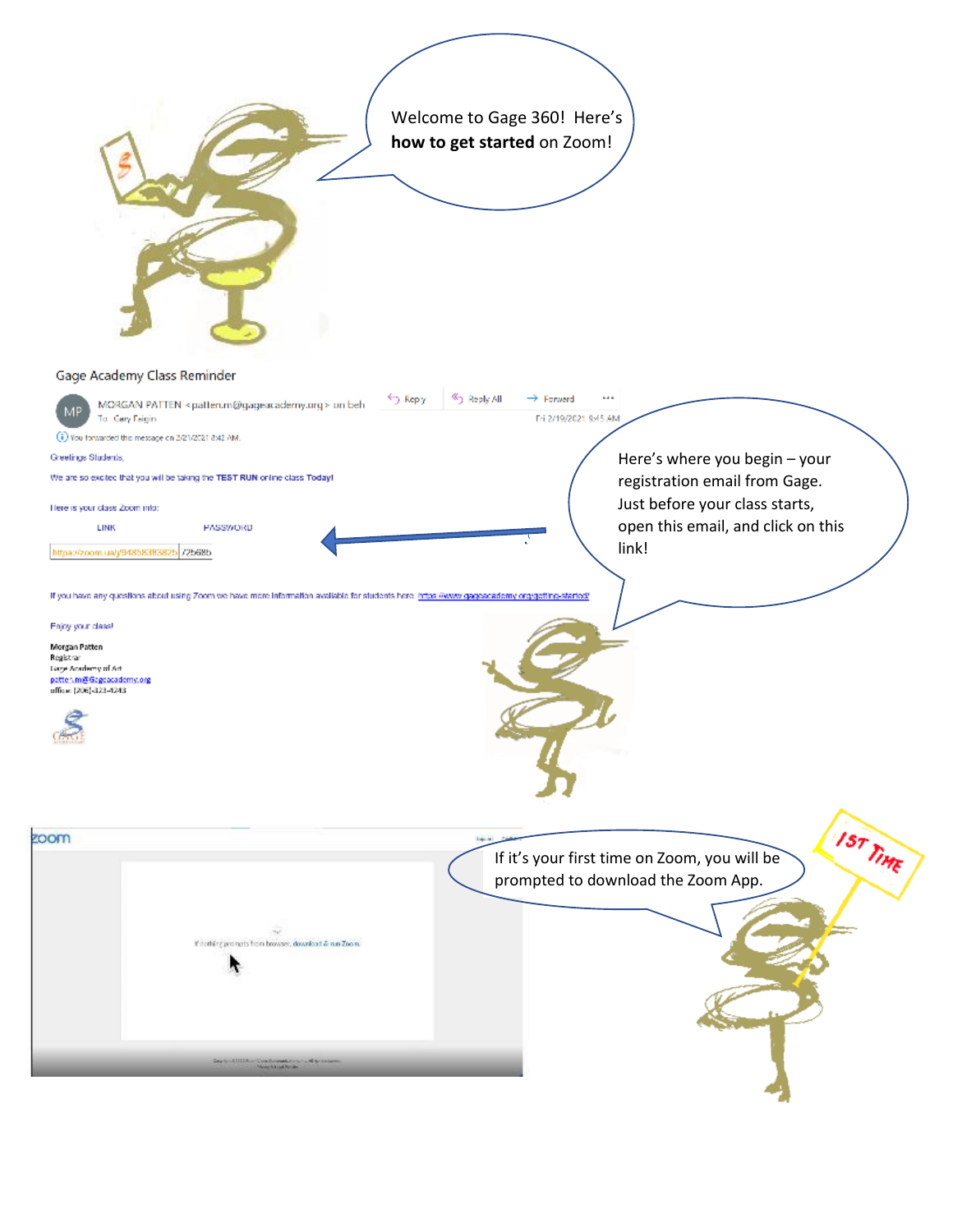Welcome to Gage 360! Here's **how to get started** on Zoom!

Gage Academy Class Reminder

MORGAN PATTEN <patten.m@gageacademy.org> on beh
To: Cary Feigin

Reply | Reply All | Forward

Fri 2/19/2021 9:45 AM

You forwarded this message on 2/21/2021 8:42 AM.

Greetings Students,

We are so excited that you will be taking the **TEST RUN** online class Today!

Here is your class Zoom info:

| LINK | PASSWORD |
| --- | --- |
| https://zoom.us/j/94858383826 | 726685 |

If you have any questions about using Zoom we have more information available for students here: https://www.gageacademy.org/getting-started/

Enjoy your class!

Morgan Patten
Registrar
Gage Academy of Art
patten.m@gageacademy.org
office: (206)-323-4243

Here's where you begin – your registration email from Gage. Just before your class starts, open this email, and click on this link!

zoom

If nothing prompts from browser, download & run Zoom.

If it's your first time on Zoom, you will be prompted to download the Zoom App.

1ST TIME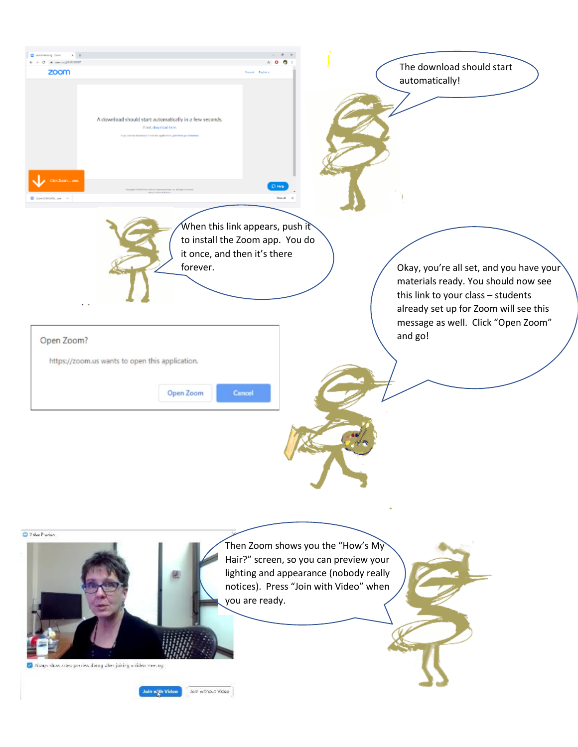The download should start automatically!

When this link appears, push it to install the Zoom app. You do it once, and then it's there forever.

Okay, you're all set, and you have your materials ready. You should now see this link to your class – students already set up for Zoom will see this message as well. Click "Open Zoom" and go!

Open Zoom?

https://zoom.us wants to open this application.

Open Zoom Cancel

Then Zoom shows you the "How's My Hair?" screen, so you can preview your lighting and appearance (nobody really notices). Press "Join with Video" when you are ready.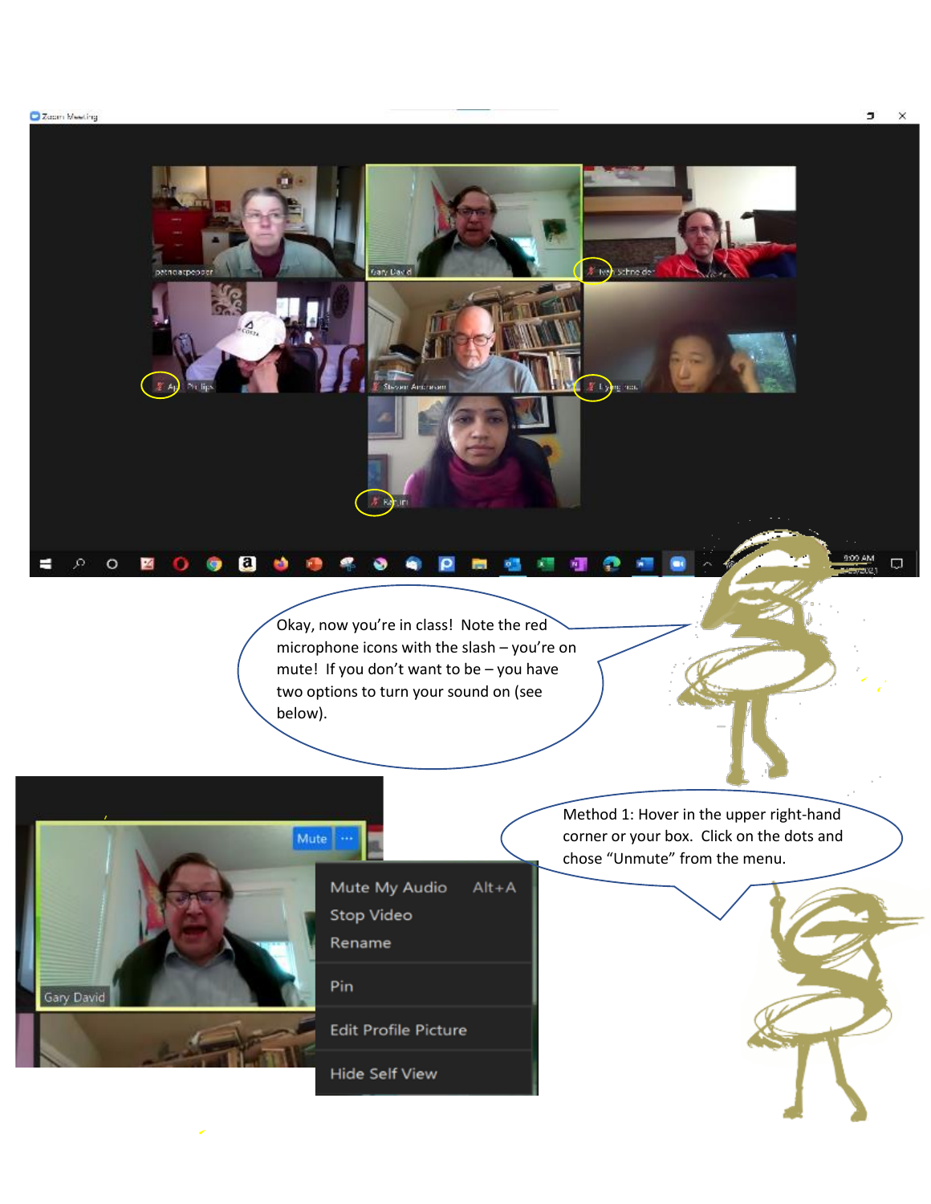Okay, now you're in class! Note the red microphone icons with the slash – you're on mute! If you don't want to be – you have two options to turn your sound on (see below).

Method 1: Hover in the upper right-hand corner or your box. Click on the dots and chose "Unmute" from the menu.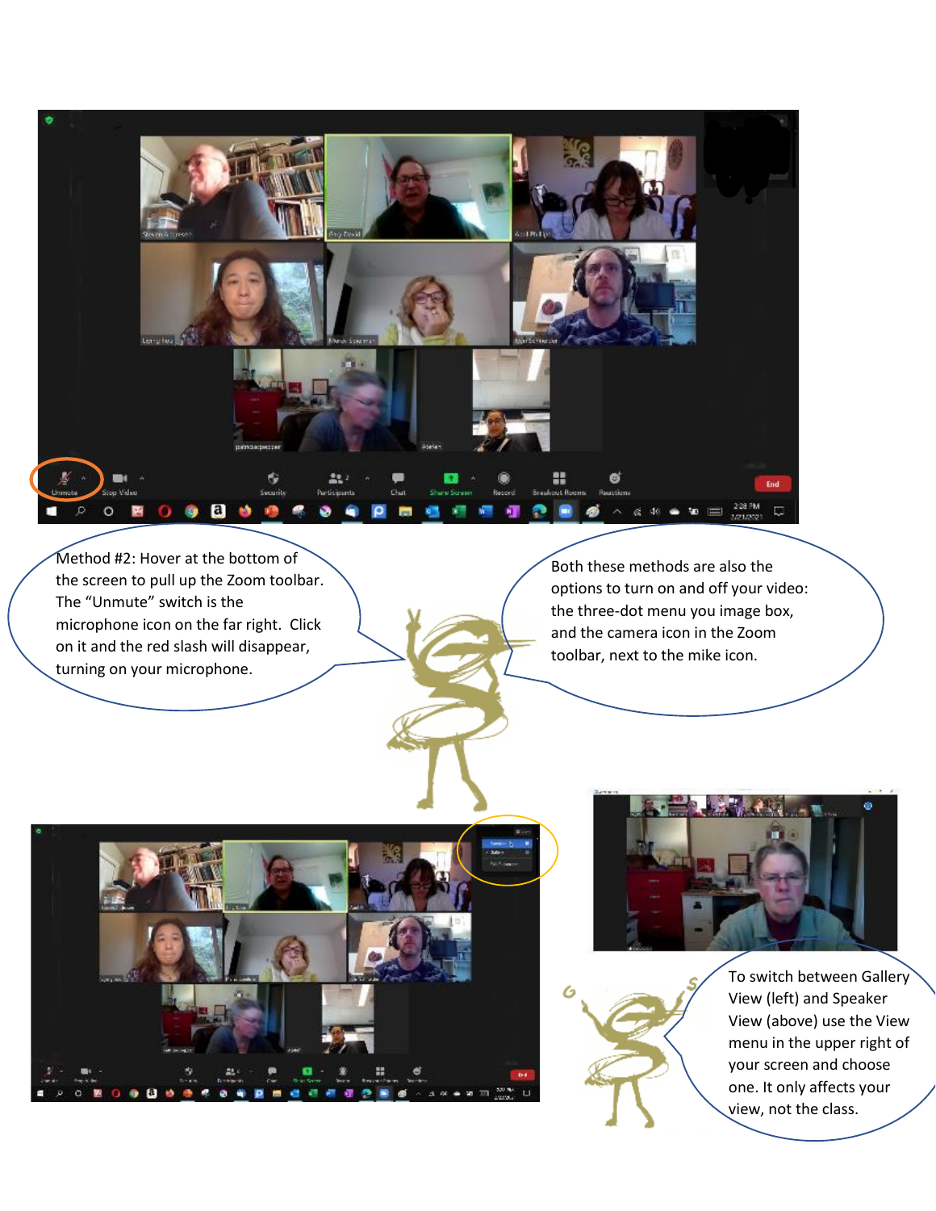Method #2: Hover at the bottom of the screen to pull up the Zoom toolbar. The “Unmute” switch is the microphone icon on the far right. Click on it and the red slash will disappear, turning on your microphone.

Both these methods are also the options to turn on and off your video: the three-dot menu you image box, and the camera icon in the Zoom toolbar, next to the mike icon.

To switch between Gallery View (left) and Speaker View (above) use the View menu in the upper right of your screen and choose one. It only affects your view, not the class.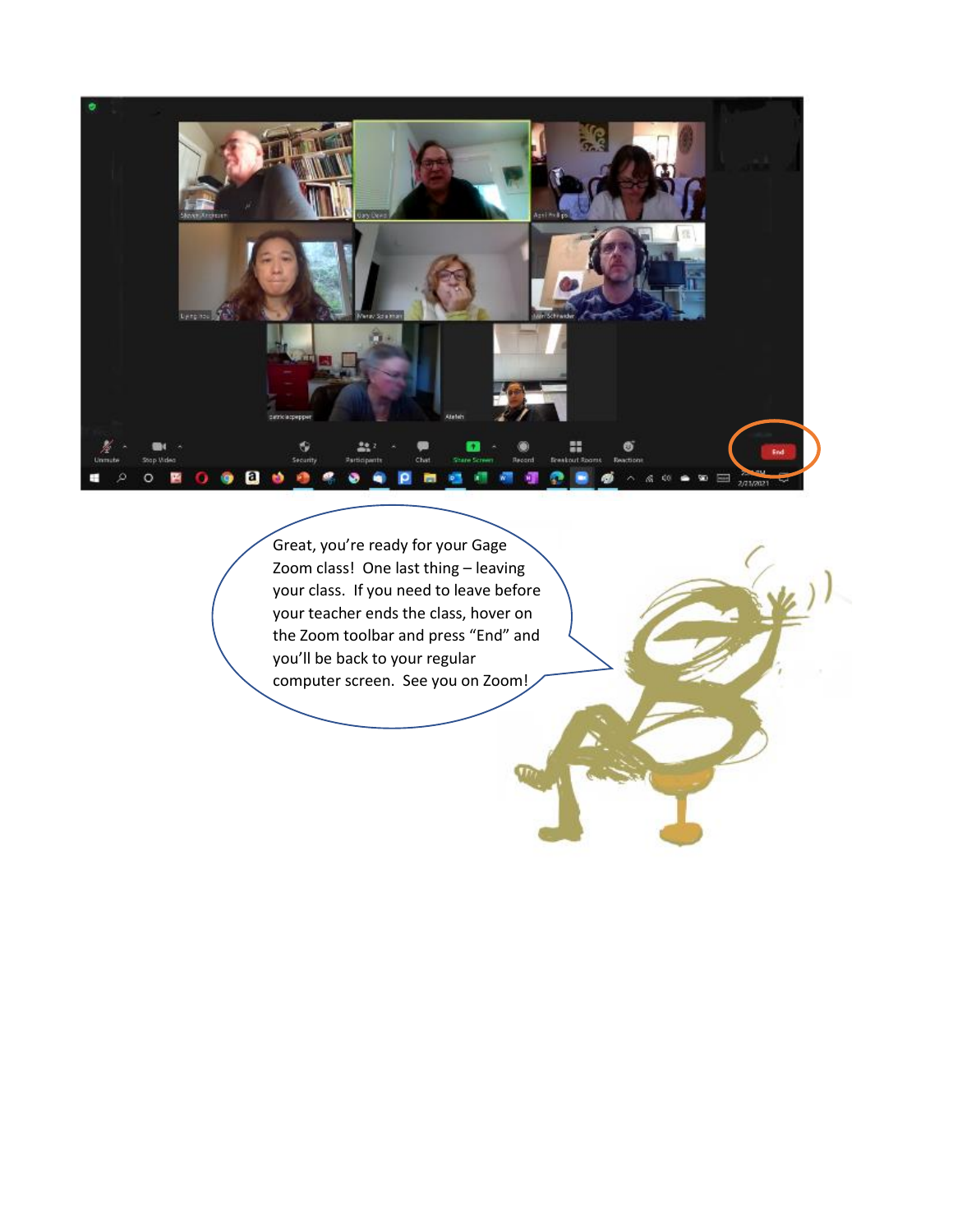Great, you're ready for your Gage Zoom class! One last thing – leaving your class. If you need to leave before your teacher ends the class, hover on the Zoom toolbar and press "End" and you'll be back to your regular computer screen. See you on Zoom!